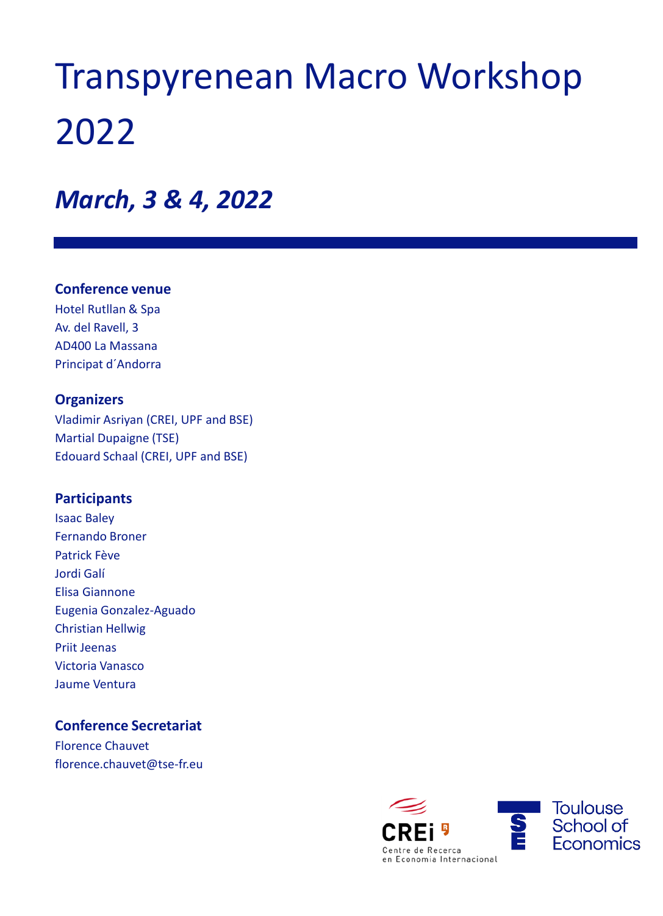# Transpyrenean Macro Workshop 2022

## *March, 3 & 4, 2022*

### Conference venue

Hotel Rutllan & Spa
Av. del Ravell, 3
AD400 La Massana
Principat d´Andorra

### Organizers

Vladimir Asriyan (CREI, UPF and BSE)
Martial Dupaigne (TSE)
Edouard Schaal (CREI, UPF and BSE)

### Participants

Isaac Baley
Fernando Broner
Patrick Fève
Jordi Galí
Elisa Giannone
Eugenia Gonzalez-Aguado
Christian Hellwig
Priit Jeenas
Victoria Vanasco
Jaume Ventura

### Conference Secretariat

Florence Chauvet
florence.chauvet@tse-fr.eu

CREi Centre de Recerca en Economia Internacional

TSE Toulouse School of Economics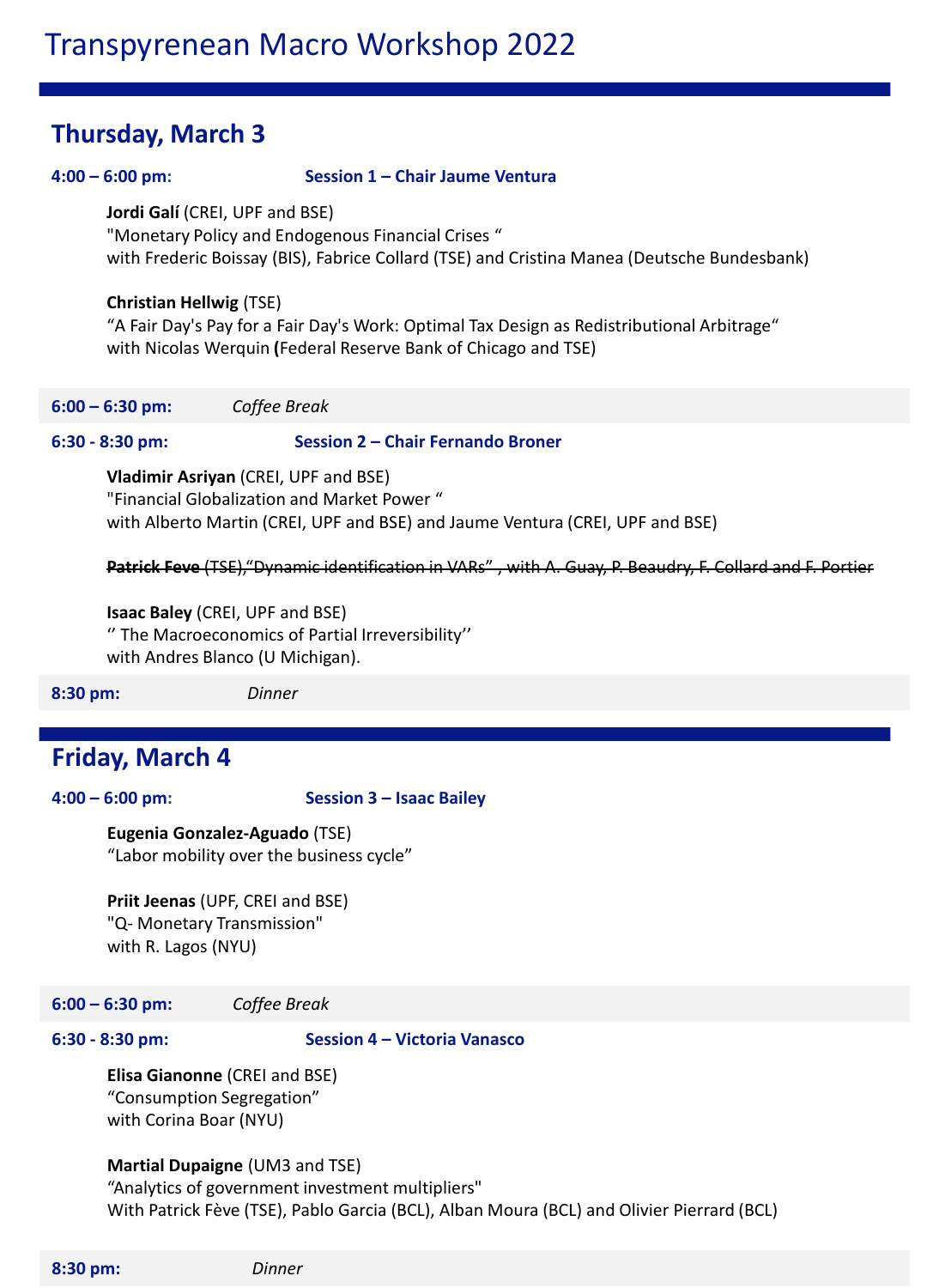# Transpyrenean Macro Workshop 2022

## Thursday, March 3

**4:00 – 6:00 pm:** **Session 1 – Chair Jaume Ventura**

**Jordi Galí** (CREI, UPF and BSE)
"Monetary Policy and Endogenous Financial Crises "
with Frederic Boissay (BIS), Fabrice Collard (TSE) and Cristina Manea (Deutsche Bundesbank)

**Christian Hellwig** (TSE)
"A Fair Day's Pay for a Fair Day's Work: Optimal Tax Design as Redistributional Arbitrage"
with Nicolas Werquin **(**Federal Reserve Bank of Chicago and TSE)

**6:00 – 6:30 pm:** *Coffee Break*

**6:30 - 8:30 pm:** **Session 2 – Chair Fernando Broner**

**Vladimir Asriyan** (CREI, UPF and BSE)
"Financial Globalization and Market Power "
with Alberto Martin (CREI, UPF and BSE) and Jaume Ventura (CREI, UPF and BSE)

~~**Patrick Feve** (TSE),"Dynamic identification in VARs" , with A. Guay, P. Beaudry, F. Collard and F. Portier~~

**Isaac Baley** (CREI, UPF and BSE)
'' The Macroeconomics of Partial Irreversibility''
with Andres Blanco (U Michigan).

**8:30 pm:** *Dinner*

## Friday, March 4

**4:00 – 6:00 pm:** **Session 3 – Isaac Bailey**

**Eugenia Gonzalez-Aguado** (TSE)
"Labor mobility over the business cycle"

**Priit Jeenas** (UPF, CREI and BSE)
"Q- Monetary Transmission"
with R. Lagos (NYU)

**6:00 – 6:30 pm:** *Coffee Break*

**6:30 - 8:30 pm:** **Session 4 – Victoria Vanasco**

**Elisa Gianonne** (CREI and BSE)
"Consumption Segregation"
with Corina Boar (NYU)

**Martial Dupaigne** (UM3 and TSE)
"Analytics of government investment multipliers"
With Patrick Fève (TSE), Pablo Garcia (BCL), Alban Moura (BCL) and Olivier Pierrard (BCL)

**8:30 pm:** *Dinner*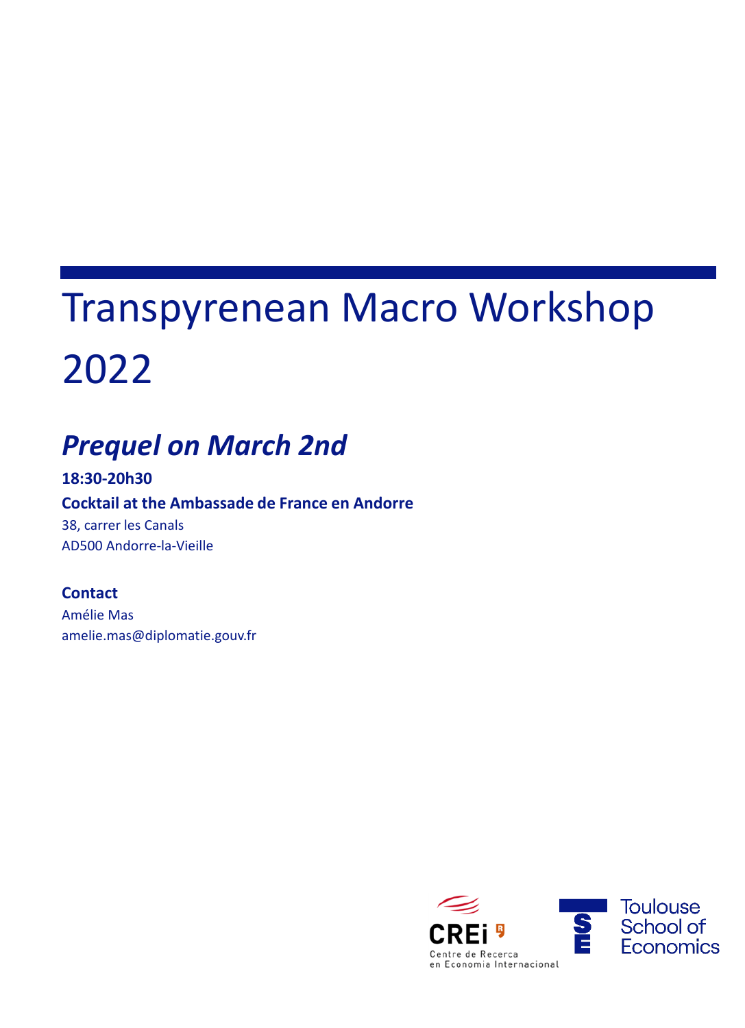# Transpyrenean Macro Workshop 2022

## *Prequel on March 2nd*

**18:30-20h30**

**Cocktail at the Ambassade de France en Andorre**

38, carrer les Canals
AD500 Andorre-la-Vieille

**Contact**

Amélie Mas
amelie.mas@diplomatie.gouv.fr

CREi Centre de Recerca en Economia Internacional

Toulouse School of Economics